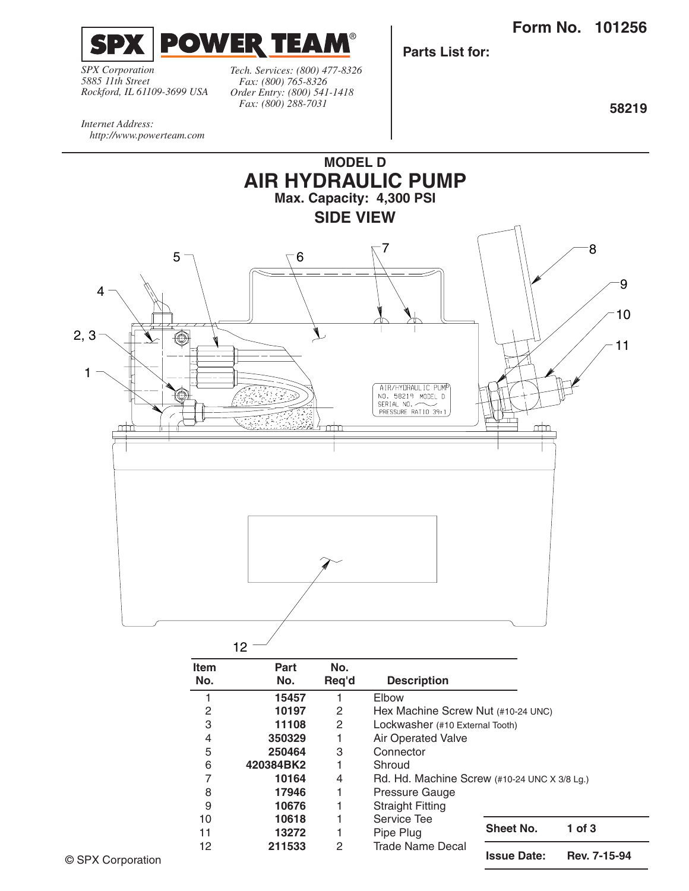**SPX | POWER TEAM®**

*SPX Corporation*
*5885 11th Street*
*Rockford, IL 61109-3699 USA*

*Tech. Services: (800) 477-8326*
*Fax: (800) 765-8326*
*Order Entry: (800) 541-1418*
*Fax: (800) 288-7031*

*Internet Address:*
*http://www.powerteam.com*

**Form No. 101256**

**Parts List for:**

**58219**

## MODEL D
# AIR HYDRAULIC PUMP
**Max. Capacity: 4,300 PSI**

## SIDE VIEW

| Item No. | Part No. | No. Req'd | Description |
|---|---|---|---|
| 1 | **15457** | 1 | Elbow |
| 2 | **10197** | 2 | Hex Machine Screw Nut (#10-24 UNC) |
| 3 | **11108** | 2 | Lockwasher (#10 External Tooth) |
| 4 | **350329** | 1 | Air Operated Valve |
| 5 | **250464** | 3 | Connector |
| 6 | **420384BK2** | 1 | Shroud |
| 7 | **10164** | 4 | Rd. Hd. Machine Screw (#10-24 UNC X 3/8 Lg.) |
| 8 | **17946** | 1 | Pressure Gauge |
| 9 | **10676** | 1 | Straight Fitting |
| 10 | **10618** | 1 | Service Tee |
| 11 | **13272** | 1 | Pipe Plug |
| 12 | **211533** | 2 | Trade Name Decal |

| | |
|---|---|
| **Sheet No.** | **1 of 3** |
| **Issue Date:** | **Rev. 7-15-94** |

© SPX Corporation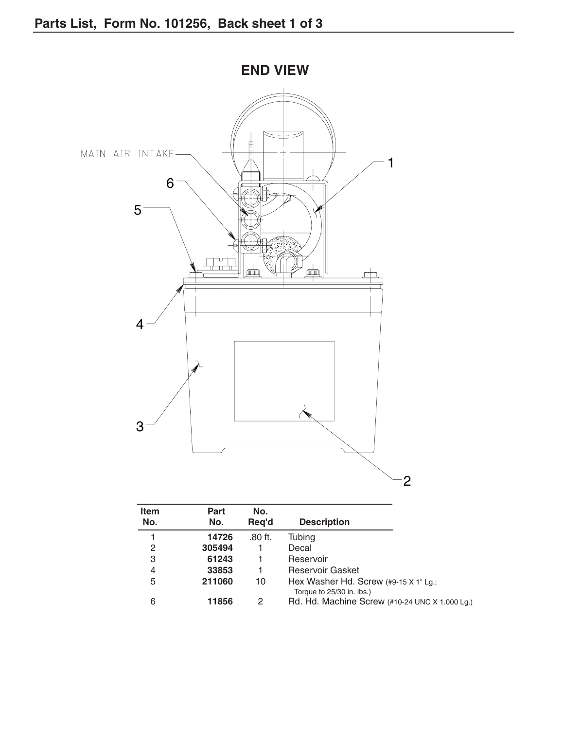## Parts List, Form No. 101256, Back sheet 1 of 3

### END VIEW

MAIN AIR INTAKE

| Item No. | Part No. | No. Req'd | Description |
|---|---|---|---|
| 1 | **14726** | .80 ft. | Tubing |
| 2 | **305494** | 1 | Decal |
| 3 | **61243** | 1 | Reservoir |
| 4 | **33853** | 1 | Reservoir Gasket |
| 5 | **211060** | 10 | Hex Washer Hd. Screw (#9-15 X 1" Lg.; Torque to 25/30 in. lbs.) |
| 6 | **11856** | 2 | Rd. Hd. Machine Screw (#10-24 UNC X 1.000 Lg.) |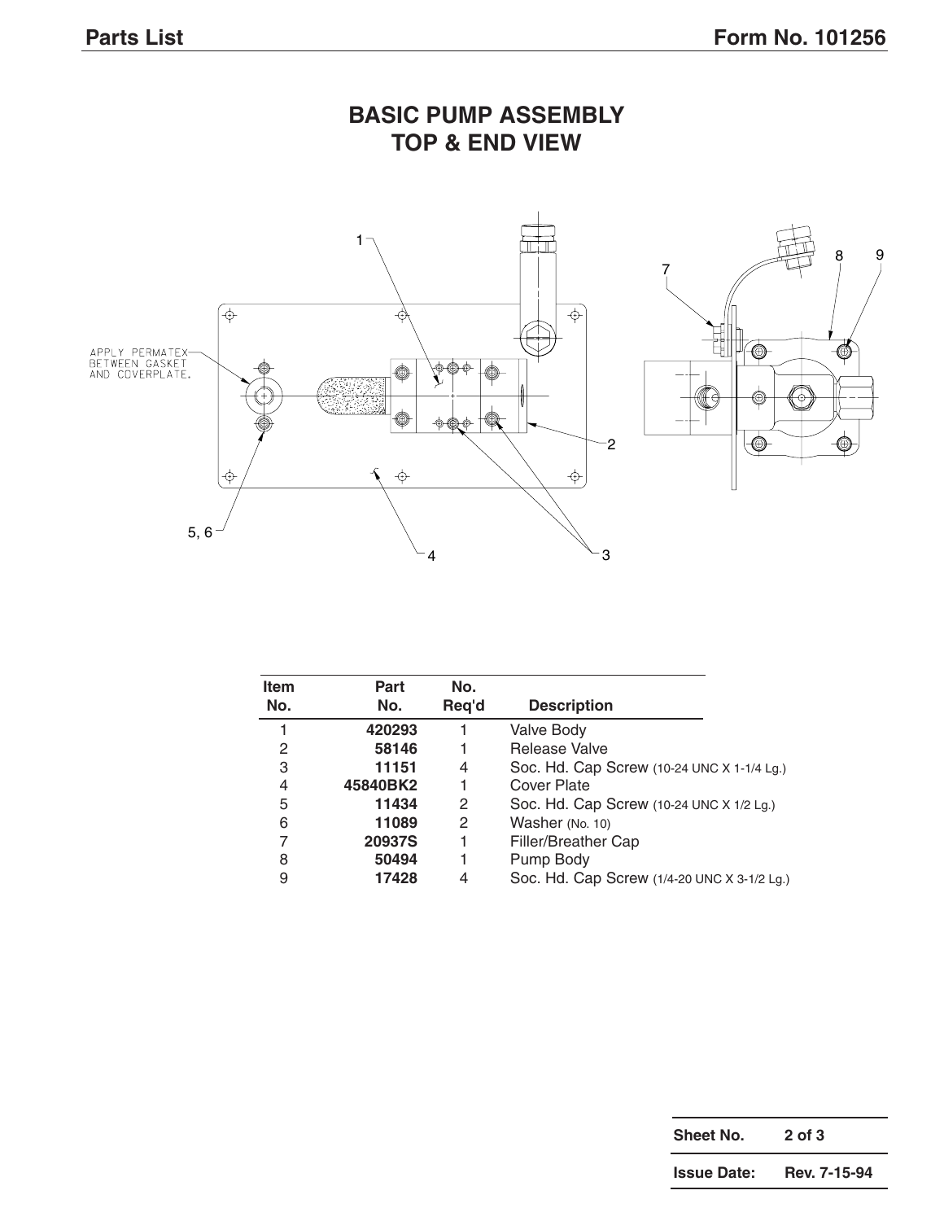# BASIC PUMP ASSEMBLY
## TOP & END VIEW

APPLY PERMATEX BETWEEN GASKET AND COVERPLATE.

| Item No. | Part No. | No. Req'd | Description |
|---|---|---|---|
| 1 | **420293** | 1 | Valve Body |
| 2 | **58146** | 1 | Release Valve |
| 3 | **11151** | 4 | Soc. Hd. Cap Screw (10-24 UNC X 1-1/4 Lg.) |
| 4 | **45840BK2** | 1 | Cover Plate |
| 5 | **11434** | 2 | Soc. Hd. Cap Screw (10-24 UNC X 1/2 Lg.) |
| 6 | **11089** | 2 | Washer (No. 10) |
| 7 | **20937S** | 1 | Filler/Breather Cap |
| 8 | **50494** | 1 | Pump Body |
| 9 | **17428** | 4 | Soc. Hd. Cap Screw (1/4-20 UNC X 3-1/2 Lg.) |

| | |
|---|---|
| **Sheet No.** | **2 of 3** |
| **Issue Date:** | **Rev. 7-15-94** |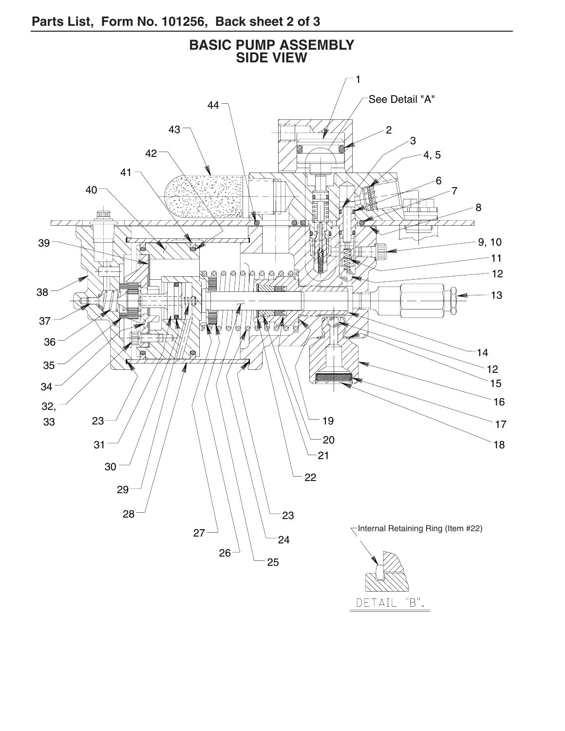## BASIC PUMP ASSEMBLY SIDE VIEW

1

See Detail "A"

2

3

4, 5

6

7

8

9, 10

11

12

13

14

12

15

16

17

18

19

20

21

22

23

24

25

26

27

28

29

30

31

23

32, 33

34

35

36

37

38

39

40

41

42

43

44

Internal Retaining Ring (Item #22)

DETAIL "B".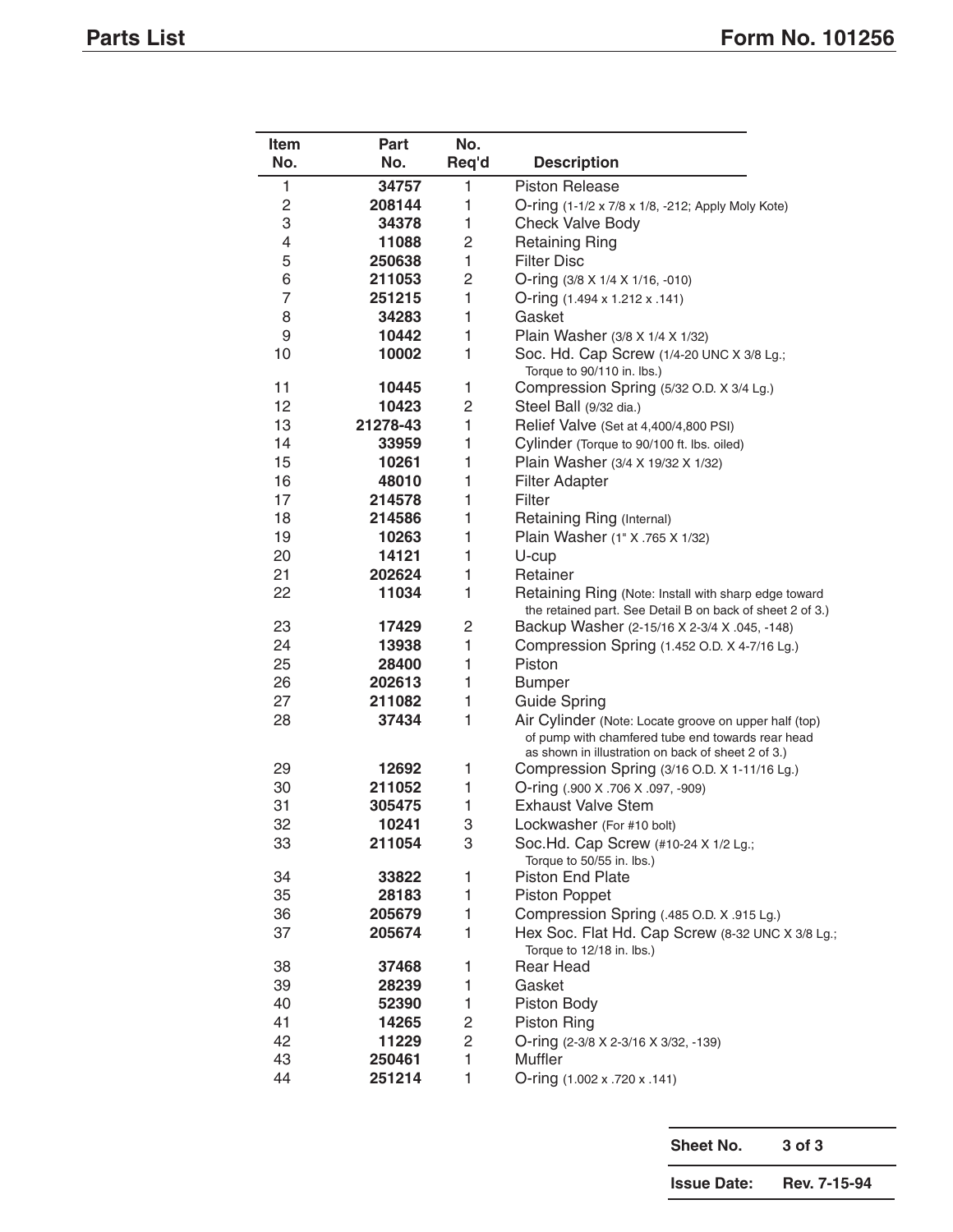| Item No. | Part No. | No. Req'd | Description |
|---|---|---|---|
| 1 | **34757** | 1 | Piston Release |
| 2 | **208144** | 1 | O-ring (1-1/2 x 7/8 x 1/8, -212; Apply Moly Kote) |
| 3 | **34378** | 1 | Check Valve Body |
| 4 | **11088** | 2 | Retaining Ring |
| 5 | **250638** | 1 | Filter Disc |
| 6 | **211053** | 2 | O-ring (3/8 X 1/4 X 1/16, -010) |
| 7 | **251215** | 1 | O-ring (1.494 x 1.212 x .141) |
| 8 | **34283** | 1 | Gasket |
| 9 | **10442** | 1 | Plain Washer (3/8 X 1/4 X 1/32) |
| 10 | **10002** | 1 | Soc. Hd. Cap Screw (1/4-20 UNC X 3/8 Lg.; Torque to 90/110 in. lbs.) |
| 11 | **10445** | 1 | Compression Spring (5/32 O.D. X 3/4 Lg.) |
| 12 | **10423** | 2 | Steel Ball (9/32 dia.) |
| 13 | **21278-43** | 1 | Relief Valve (Set at 4,400/4,800 PSI) |
| 14 | **33959** | 1 | Cylinder (Torque to 90/100 ft. lbs. oiled) |
| 15 | **10261** | 1 | Plain Washer (3/4 X 19/32 X 1/32) |
| 16 | **48010** | 1 | Filter Adapter |
| 17 | **214578** | 1 | Filter |
| 18 | **214586** | 1 | Retaining Ring (Internal) |
| 19 | **10263** | 1 | Plain Washer (1" X .765 X 1/32) |
| 20 | **14121** | 1 | U-cup |
| 21 | **202624** | 1 | Retainer |
| 22 | **11034** | 1 | Retaining Ring (Note: Install with sharp edge toward the retained part. See Detail B on back of sheet 2 of 3.) |
| 23 | **17429** | 2 | Backup Washer (2-15/16 X 2-3/4 X .045, -148) |
| 24 | **13938** | 1 | Compression Spring (1.452 O.D. X 4-7/16 Lg.) |
| 25 | **28400** | 1 | Piston |
| 26 | **202613** | 1 | Bumper |
| 27 | **211082** | 1 | Guide Spring |
| 28 | **37434** | 1 | Air Cylinder (Note: Locate groove on upper half (top) of pump with chamfered tube end towards rear head as shown in illustration on back of sheet 2 of 3.) |
| 29 | **12692** | 1 | Compression Spring (3/16 O.D. X 1-11/16 Lg.) |
| 30 | **211052** | 1 | O-ring (.900 X .706 X .097, -909) |
| 31 | **305475** | 1 | Exhaust Valve Stem |
| 32 | **10241** | 3 | Lockwasher (For #10 bolt) |
| 33 | **211054** | 3 | Soc.Hd. Cap Screw (#10-24 X 1/2 Lg.; Torque to 50/55 in. lbs.) |
| 34 | **33822** | 1 | Piston End Plate |
| 35 | **28183** | 1 | Piston Poppet |
| 36 | **205679** | 1 | Compression Spring (.485 O.D. X .915 Lg.) |
| 37 | **205674** | 1 | Hex Soc. Flat Hd. Cap Screw (8-32 UNC X 3/8 Lg.; Torque to 12/18 in. lbs.) |
| 38 | **37468** | 1 | Rear Head |
| 39 | **28239** | 1 | Gasket |
| 40 | **52390** | 1 | Piston Body |
| 41 | **14265** | 2 | Piston Ring |
| 42 | **11229** | 2 | O-ring (2-3/8 X 2-3/16 X 3/32, -139) |
| 43 | **250461** | 1 | Muffler |
| 44 | **251214** | 1 | O-ring (1.002 x .720 x .141) |

| | |
|---|---|
| **Sheet No.** | **3 of 3** |
| **Issue Date:** | **Rev. 7-15-94** |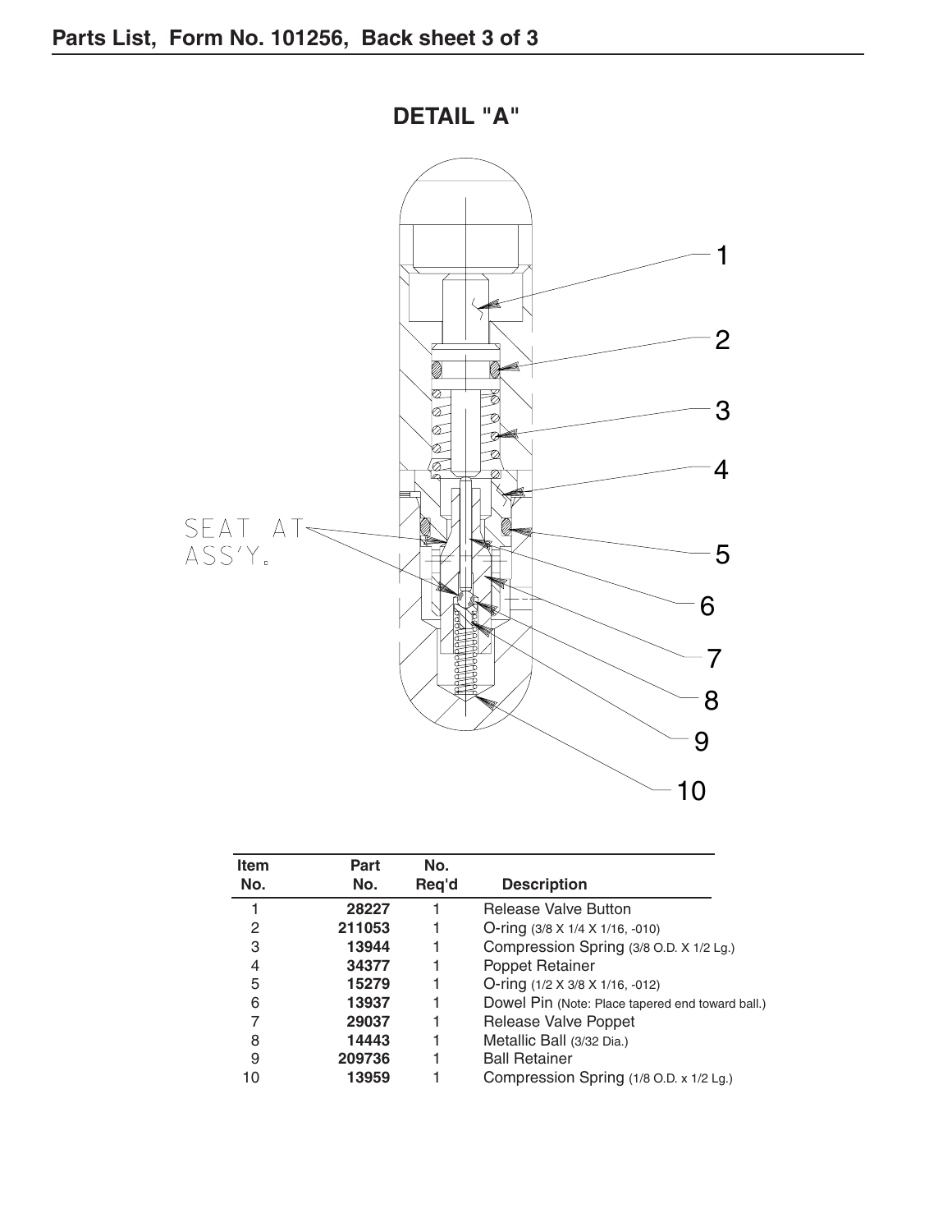## Parts List, Form No. 101256, Back sheet 3 of 3

### DETAIL "A"

SEAT AT ASS'Y.

1
2
3
4
5
6
7
8
9
10

| Item No. | Part No. | No. Req'd | Description |
|---|---|---|---|
| 1 | **28227** | 1 | Release Valve Button |
| 2 | **211053** | 1 | O-ring (3/8 X 1/4 X 1/16, -010) |
| 3 | **13944** | 1 | Compression Spring (3/8 O.D. X 1/2 Lg.) |
| 4 | **34377** | 1 | Poppet Retainer |
| 5 | **15279** | 1 | O-ring (1/2 X 3/8 X 1/16, -012) |
| 6 | **13937** | 1 | Dowel Pin (Note: Place tapered end toward ball.) |
| 7 | **29037** | 1 | Release Valve Poppet |
| 8 | **14443** | 1 | Metallic Ball (3/32 Dia.) |
| 9 | **209736** | 1 | Ball Retainer |
| 10 | **13959** | 1 | Compression Spring (1/8 O.D. x 1/2 Lg.) |